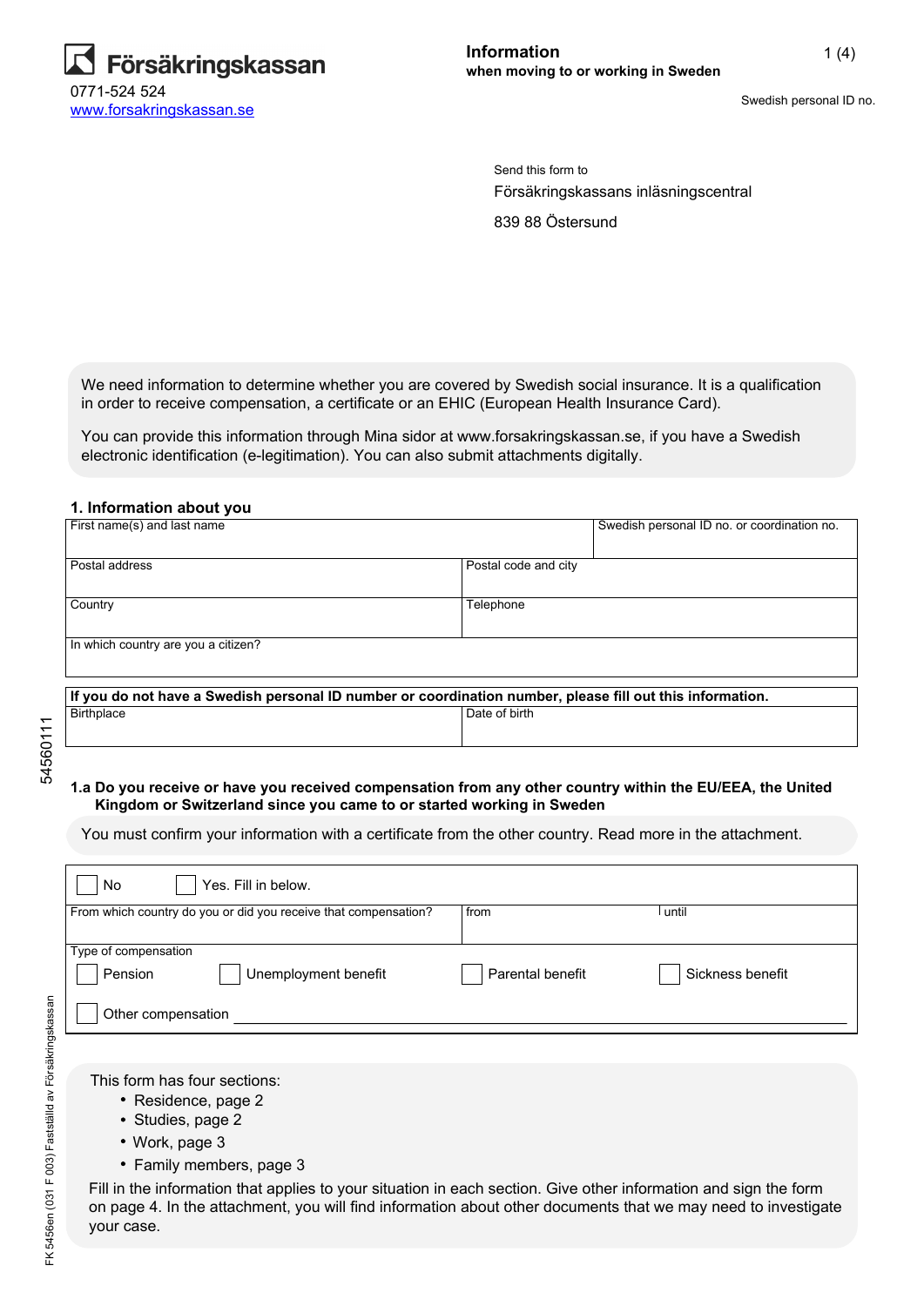Försäkringskassan
0771-524 524
www.forsakringskassan.se

**Information**
**when moving to or working in Sweden**

Swedish personal ID no.

Send this form to
Försäkringskassans inläsningscentral
839 88 Östersund

We need information to determine whether you are covered by Swedish social insurance. It is a qualification in order to receive compensation, a certificate or an EHIC (European Health Insurance Card).

You can provide this information through Mina sidor at www.forsakringskassan.se, if you have a Swedish electronic identification (e-legitimation). You can also submit attachments digitally.

## 1. Information about you

| First name(s) and last name | | Swedish personal ID no. or coordination no. |
|---|---|---|
| Postal address | Postal code and city | |
| Country | Telephone | |
| In which country are you a citizen? | | |

**If you do not have a Swedish personal ID number or coordination number, please fill out this information.**

| Birthplace | Date of birth |
|---|---|
| | |

**1.a Do you receive or have you received compensation from any other country within the EU/EEA, the United Kingdom or Switzerland since you came to or started working in Sweden**

You must confirm your information with a certificate from the other country. Read more in the attachment.

☐ No ☐ Yes. Fill in below.

| From which country do you or did you receive that compensation? | from | until |
|---|---|---|
| | | |

Type of compensation

☐ Pension ☐ Unemployment benefit ☐ Parental benefit ☐ Sickness benefit

☐ Other compensation ____________________

This form has four sections:

- Residence, page 2
- Studies, page 2
- Work, page 3
- Family members, page 3

Fill in the information that applies to your situation in each section. Give other information and sign the form on page 4. In the attachment, you will find information about other documents that we may need to investigate your case.

54560111

FK 5456en (031 F 003) Fastställd av Försäkringskassan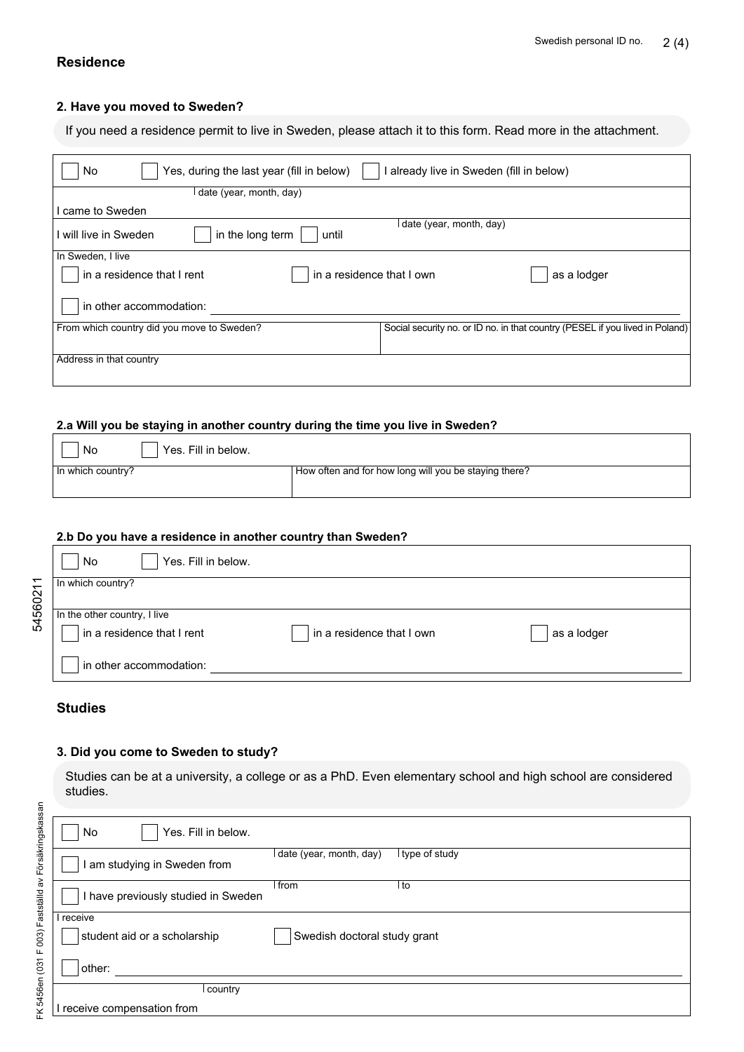## Residence

### 2. Have you moved to Sweden?

If you need a residence permit to live in Sweden, please attach it to this form. Read more in the attachment.

☐ No ☐ Yes, during the last year (fill in below) ☐ I already live in Sweden (fill in below)

I came to Sweden — date (year, month, day): ____________________

I will live in Sweden ☐ in the long term ☐ until — date (year, month, day): ____________________

In Sweden, I live

☐ in a residence that I rent ☐ in a residence that I own ☐ as a lodger

☐ in other accommodation: ____________________

| From which country did you move to Sweden? | Social security no. or ID no. in that country (PESEL if you lived in Poland) |
|---|---|
| | |

Address in that country: ____________________

### 2.a Will you be staying in another country during the time you live in Sweden?

☐ No ☐ Yes. Fill in below.

| In which country? | How often and for how long will you be staying there? |
|---|---|
| | |

### 2.b Do you have a residence in another country than Sweden?

☐ No ☐ Yes. Fill in below.

In which country? ____________________

In the other country, I live

☐ in a residence that I rent ☐ in a residence that I own ☐ as a lodger

☐ in other accommodation: ____________________

## Studies

### 3. Did you come to Sweden to study?

Studies can be at a university, a college or as a PhD. Even elementary school and high school are considered studies.

☐ No ☐ Yes. Fill in below.

☐ I am studying in Sweden from — date (year, month, day): __________ type of study: __________

☐ I have previously studied in Sweden — from: __________ to: __________

I receive

☐ student aid or a scholarship ☐ Swedish doctoral study grant

☐ other: ____________________

I receive compensation from — country: ____________________

FK 5456en (031 F 003) Fastställd av Försäkringskassan

54560211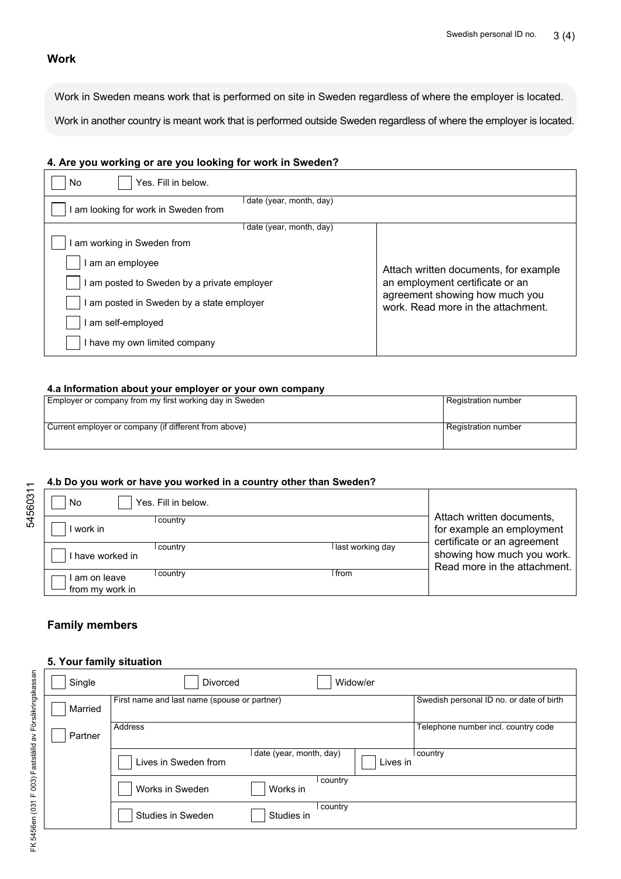## Work

Work in Sweden means work that is performed on site in Sweden regardless of where the employer is located.

Work in another country is meant work that is performed outside Sweden regardless of where the employer is located.

### 4. Are you working or are you looking for work in Sweden?

| | |
|---|---|
| ☐ No ☐ Yes. Fill in below. | |
| ☐ I am looking for work in Sweden from — date (year, month, day) | |
| ☐ I am working in Sweden from — date (year, month, day)<br>☐ I am an employee<br>☐ I am posted to Sweden by a private employer<br>☐ I am posted in Sweden by a state employer<br>☐ I am self-employed<br>☐ I have my own limited company | Attach written documents, for example an employment certificate or an agreement showing how much you work. Read more in the attachment. |

### 4.a Information about your employer or your own company

| Employer or company from my first working day in Sweden | Registration number |
|---|---|
| Current employer or company (if different from above) | Registration number |

### 4.b Do you work or have you worked in a country other than Sweden?

| | | |
|---|---|---|
| ☐ No ☐ Yes. Fill in below. | | Attach written documents, for example an employment certificate or an agreement showing how much you work. Read more in the attachment. |
| ☐ I work in — country | | |
| ☐ I have worked in — country | last working day | |
| ☐ I am on leave from my work in — country | from | |

## Family members

### 5. Your family situation

| | | | |
|---|---|---|---|
| ☐ Single ☐ Divorced ☐ Widow/er | | | |
| ☐ Married<br>☐ Partner | First name and last name (spouse or partner) | | Swedish personal ID no. or date of birth |
| | Address | | Telephone number incl. country code |
| | ☐ Lives in Sweden from — date (year, month, day) | ☐ Lives in — country | |
| | ☐ Works in Sweden ☐ Works in — country | | |
| | ☐ Studies in Sweden ☐ Studies in — country | | |

54560311

FK 5456en (031 F 003) Fastställd av Försäkringskassan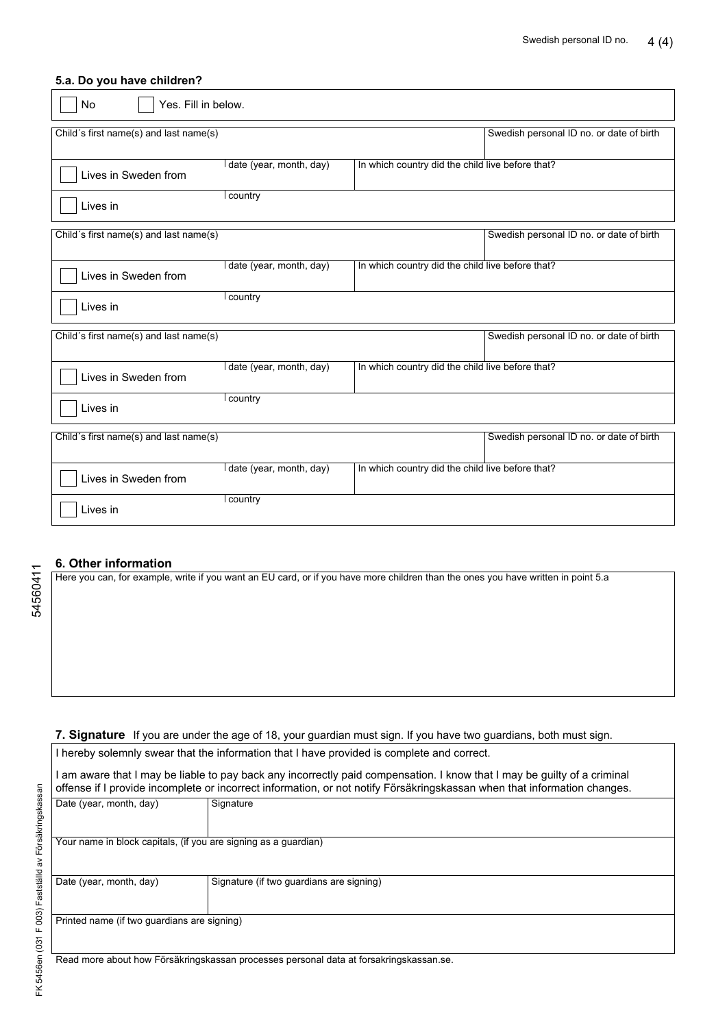### 5.a. Do you have children?

☐ No ☐ Yes. Fill in below.

| Child´s first name(s) and last name(s) | | Swedish personal ID no. or date of birth |
|---|---|---|
| ☐ Lives in Sweden from | date (year, month, day) | In which country did the child live before that? |
| ☐ Lives in | country | |

| Child´s first name(s) and last name(s) | | Swedish personal ID no. or date of birth |
|---|---|---|
| ☐ Lives in Sweden from | date (year, month, day) | In which country did the child live before that? |
| ☐ Lives in | country | |

| Child´s first name(s) and last name(s) | | Swedish personal ID no. or date of birth |
|---|---|---|
| ☐ Lives in Sweden from | date (year, month, day) | In which country did the child live before that? |
| ☐ Lives in | country | |

| Child´s first name(s) and last name(s) | | Swedish personal ID no. or date of birth |
|---|---|---|
| ☐ Lives in Sweden from | date (year, month, day) | In which country did the child live before that? |
| ☐ Lives in | country | |

### 6. Other information

Here you can, for example, write if you want an EU card, or if you have more children than the ones you have written in point 5.a

### 7. Signature

If you are under the age of 18, your guardian must sign. If you have two guardians, both must sign.

I hereby solemnly swear that the information that I have provided is complete and correct.

I am aware that I may be liable to pay back any incorrectly paid compensation. I know that I may be guilty of a criminal offense if I provide incomplete or incorrect information, or not notify Försäkringskassan when that information changes.

| Date (year, month, day) | Signature |
|---|---|
| Your name in block capitals, (if you are signing as a guardian) | |
| Date (year, month, day) | Signature (if two guardians are signing) |
| Printed name (if two guardians are signing) | |

Read more about how Försäkringskassan processes personal data at forsakringskassan.se.

5456041​1

FK 5456en (031 F 003) Fastställd av Försäkringskassan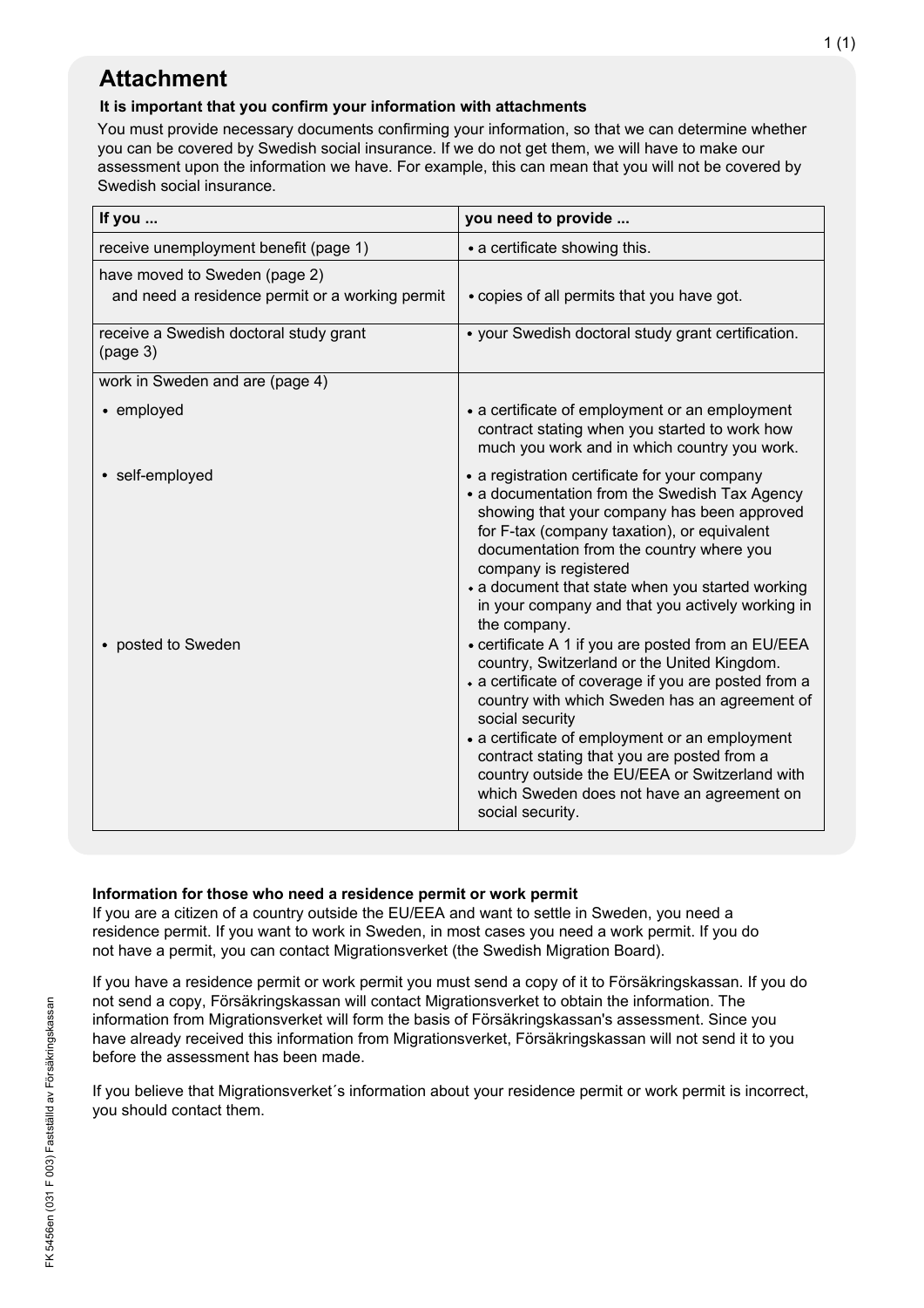## Attachment

**It is important that you confirm your information with attachments**

You must provide necessary documents confirming your information, so that we can determine whether you can be covered by Swedish social insurance. If we do not get them, we will have to make our assessment upon the information we have. For example, this can mean that you will not be covered by Swedish social insurance.

| If you ... | you need to provide ... |
|---|---|
| receive unemployment benefit (page 1) | • a certificate showing this. |
| have moved to Sweden (page 2) and need a residence permit or a working permit | • copies of all permits that you have got. |
| receive a Swedish doctoral study grant (page 3) | • your Swedish doctoral study grant certification. |
| work in Sweden and are (page 4) | |
| • employed | • a certificate of employment or an employment contract stating when you started to work how much you work and in which country you work. |
| • self-employed | • a registration certificate for your company<br>• a documentation from the Swedish Tax Agency showing that your company has been approved for F-tax (company taxation), or equivalent documentation from the country where you company is registered<br>• a document that state when you started working in your company and that you actively working in the company. |
| • posted to Sweden | • certificate A 1 if you are posted from an EU/EEA country, Switzerland or the United Kingdom.<br>• a certificate of coverage if you are posted from a country with which Sweden has an agreement of social security<br>• a certificate of employment or an employment contract stating that you are posted from a country outside the EU/EEA or Switzerland with which Sweden does not have an agreement on social security. |

**Information for those who need a residence permit or work permit**

If you are a citizen of a country outside the EU/EEA and want to settle in Sweden, you need a residence permit. If you want to work in Sweden, in most cases you need a work permit. If you do not have a permit, you can contact Migrationsverket (the Swedish Migration Board).

If you have a residence permit or work permit you must send a copy of it to Försäkringskassan. If you do not send a copy, Försäkringskassan will contact Migrationsverket to obtain the information. The information from Migrationsverket will form the basis of Försäkringskassan's assessment. Since you have already received this information from Migrationsverket, Försäkringskassan will not send it to you before the assessment has been made.

If you believe that Migrationsverket´s information about your residence permit or work permit is incorrect, you should contact them.